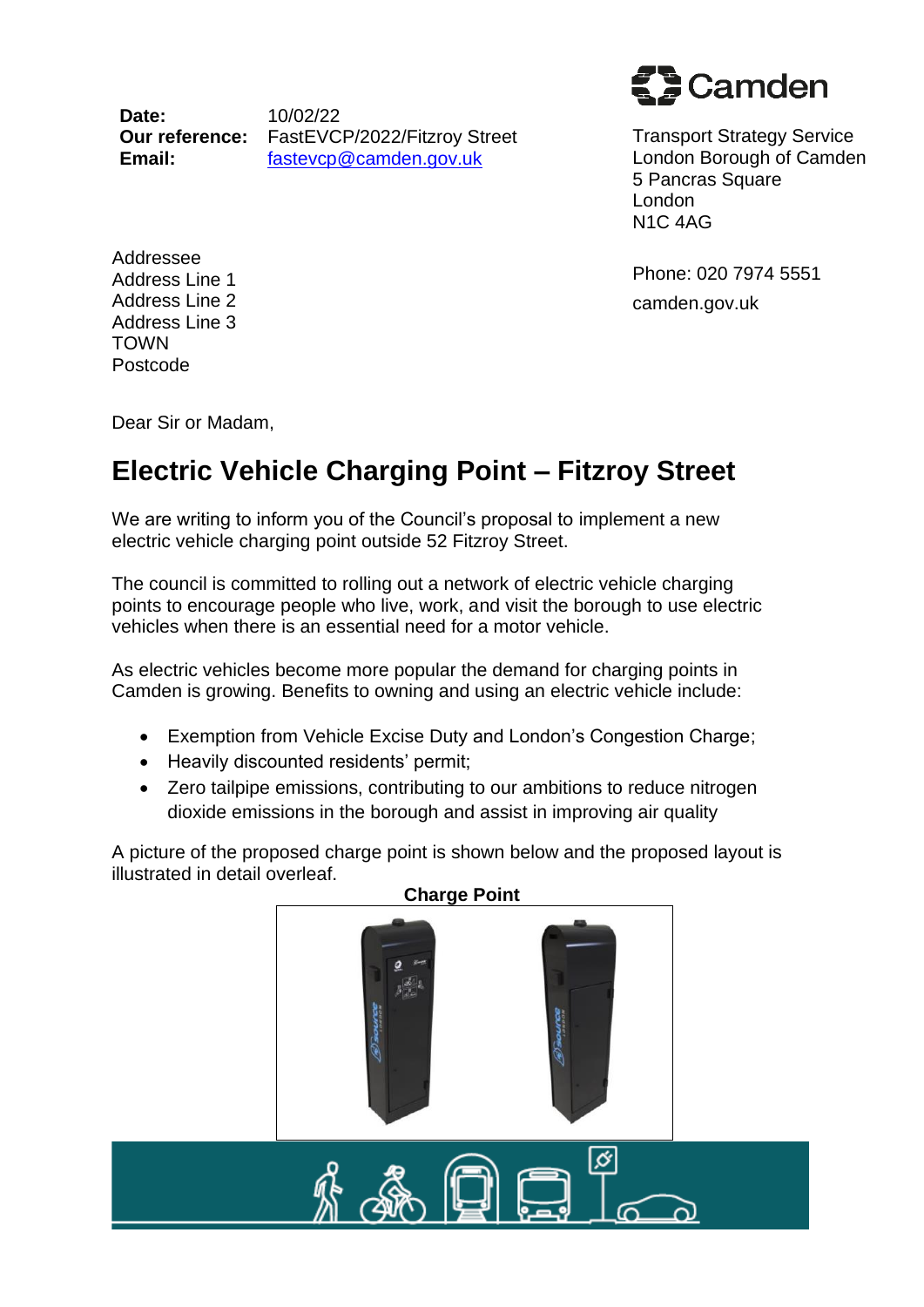Camden

**Date:** 10/02/22
**Our reference:** FastEVCP/2022/Fitzroy Street
**Email:** fastevcp@camden.gov.uk

Transport Strategy Service
London Borough of Camden
5 Pancras Square
London
N1C 4AG

Phone: 020 7974 5551

camden.gov.uk

Addressee
Address Line 1
Address Line 2
Address Line 3
TOWN
Postcode

Dear Sir or Madam,

# Electric Vehicle Charging Point – Fitzroy Street

We are writing to inform you of the Council's proposal to implement a new electric vehicle charging point outside 52 Fitzroy Street.

The council is committed to rolling out a network of electric vehicle charging points to encourage people who live, work, and visit the borough to use electric vehicles when there is an essential need for a motor vehicle.

As electric vehicles become more popular the demand for charging points in Camden is growing. Benefits to owning and using an electric vehicle include:

- Exemption from Vehicle Excise Duty and London's Congestion Charge;
- Heavily discounted residents' permit;
- Zero tailpipe emissions, contributing to our ambitions to reduce nitrogen dioxide emissions in the borough and assist in improving air quality

A picture of the proposed charge point is shown below and the proposed layout is illustrated in detail overleaf.

**Charge Point**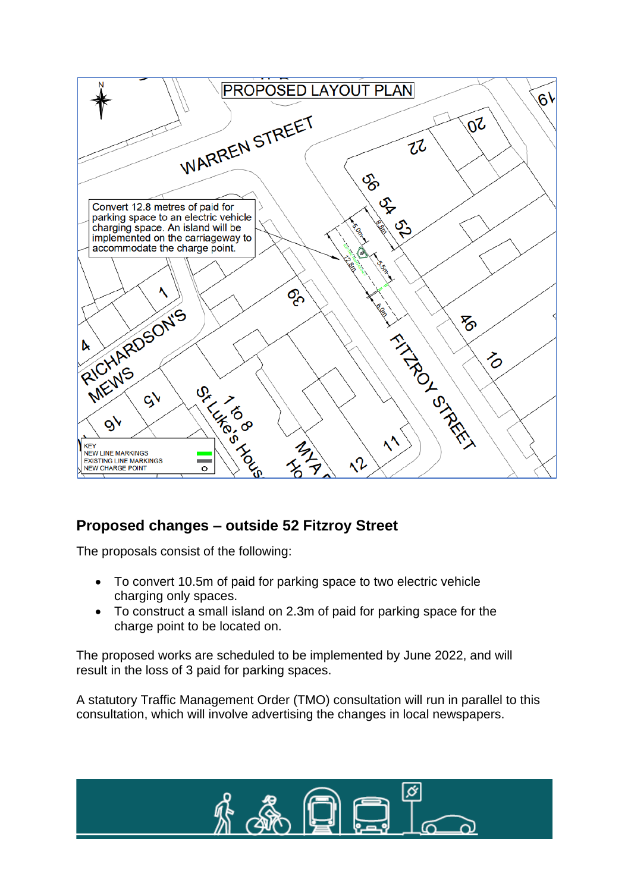## Proposed changes – outside 52 Fitzroy Street

The proposals consist of the following:

- To convert 10.5m of paid for parking space to two electric vehicle charging only spaces.
- To construct a small island on 2.3m of paid for parking space for the charge point to be located on.

The proposed works are scheduled to be implemented by June 2022, and will result in the loss of 3 paid for parking spaces.

A statutory Traffic Management Order (TMO) consultation will run in parallel to this consultation, which will involve advertising the changes in local newspapers.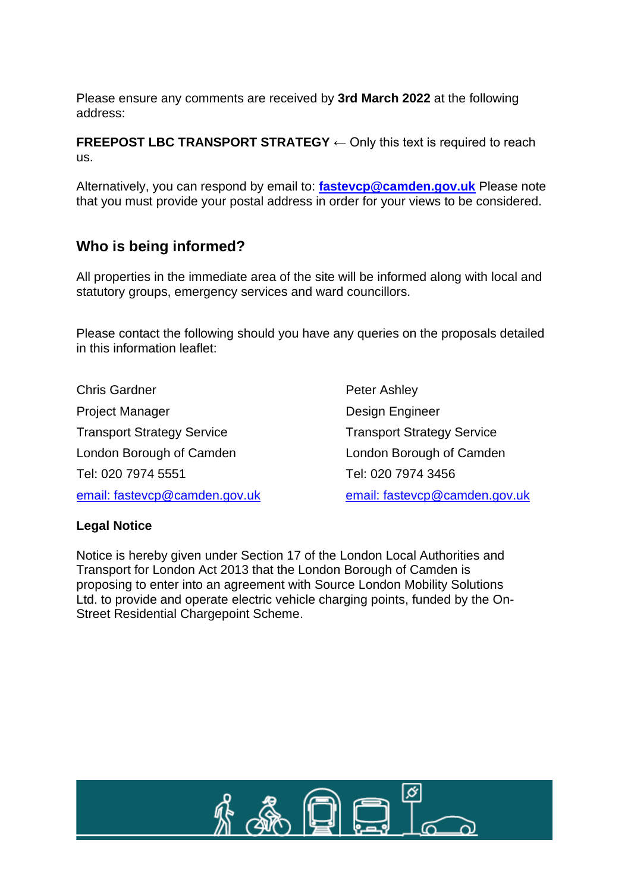Please ensure any comments are received by **3rd March 2022** at the following address:

**FREEPOST LBC TRANSPORT STRATEGY** ← Only this text is required to reach us.

Alternatively, you can respond by email to: **fastevcp@camden.gov.uk** Please note that you must provide your postal address in order for your views to be considered.

## Who is being informed?

All properties in the immediate area of the site will be informed along with local and statutory groups, emergency services and ward councillors.

Please contact the following should you have any queries on the proposals detailed in this information leaflet:

Chris Gardner
Project Manager
Transport Strategy Service
London Borough of Camden
Tel: 020 7974 5551
email: fastevcp@camden.gov.uk

Peter Ashley
Design Engineer
Transport Strategy Service
London Borough of Camden
Tel: 020 7974 3456
email: fastevcp@camden.gov.uk

**Legal Notice**

Notice is hereby given under Section 17 of the London Local Authorities and Transport for London Act 2013 that the London Borough of Camden is proposing to enter into an agreement with Source London Mobility Solutions Ltd. to provide and operate electric vehicle charging points, funded by the On-Street Residential Chargepoint Scheme.